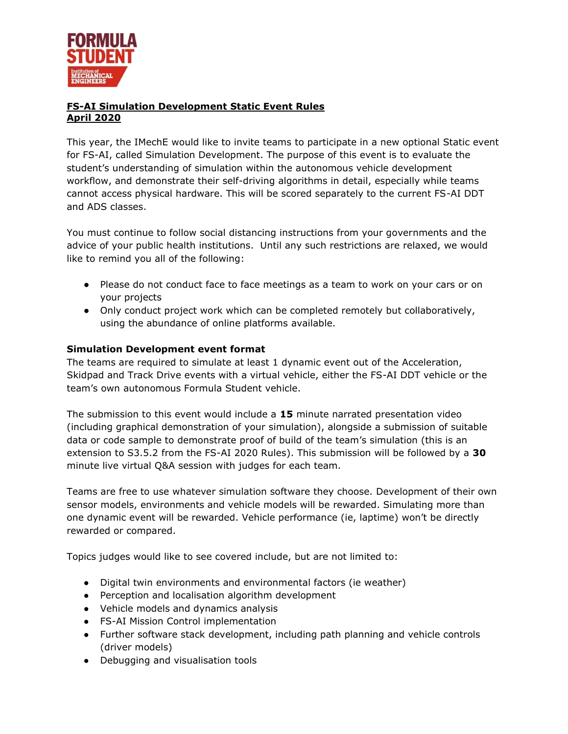**FS-AI Simulation Development Static Event Rules**
**April 2020**

This year, the IMechE would like to invite teams to participate in a new optional Static event for FS-AI, called Simulation Development. The purpose of this event is to evaluate the student's understanding of simulation within the autonomous vehicle development workflow, and demonstrate their self-driving algorithms in detail, especially while teams cannot access physical hardware. This will be scored separately to the current FS-AI DDT and ADS classes.

You must continue to follow social distancing instructions from your governments and the advice of your public health institutions. Until any such restrictions are relaxed, we would like to remind you all of the following:

- Please do not conduct face to face meetings as a team to work on your cars or on your projects
- Only conduct project work which can be completed remotely but collaboratively, using the abundance of online platforms available.

### Simulation Development event format

The teams are required to simulate at least 1 dynamic event out of the Acceleration, Skidpad and Track Drive events with a virtual vehicle, either the FS-AI DDT vehicle or the team's own autonomous Formula Student vehicle.

The submission to this event would include a **15** minute narrated presentation video (including graphical demonstration of your simulation), alongside a submission of suitable data or code sample to demonstrate proof of build of the team's simulation (this is an extension to S3.5.2 from the FS-AI 2020 Rules). This submission will be followed by a **30** minute live virtual Q&A session with judges for each team.

Teams are free to use whatever simulation software they choose. Development of their own sensor models, environments and vehicle models will be rewarded. Simulating more than one dynamic event will be rewarded. Vehicle performance (ie, laptime) won't be directly rewarded or compared.

Topics judges would like to see covered include, but are not limited to:

- Digital twin environments and environmental factors (ie weather)
- Perception and localisation algorithm development
- Vehicle models and dynamics analysis
- FS-AI Mission Control implementation
- Further software stack development, including path planning and vehicle controls (driver models)
- Debugging and visualisation tools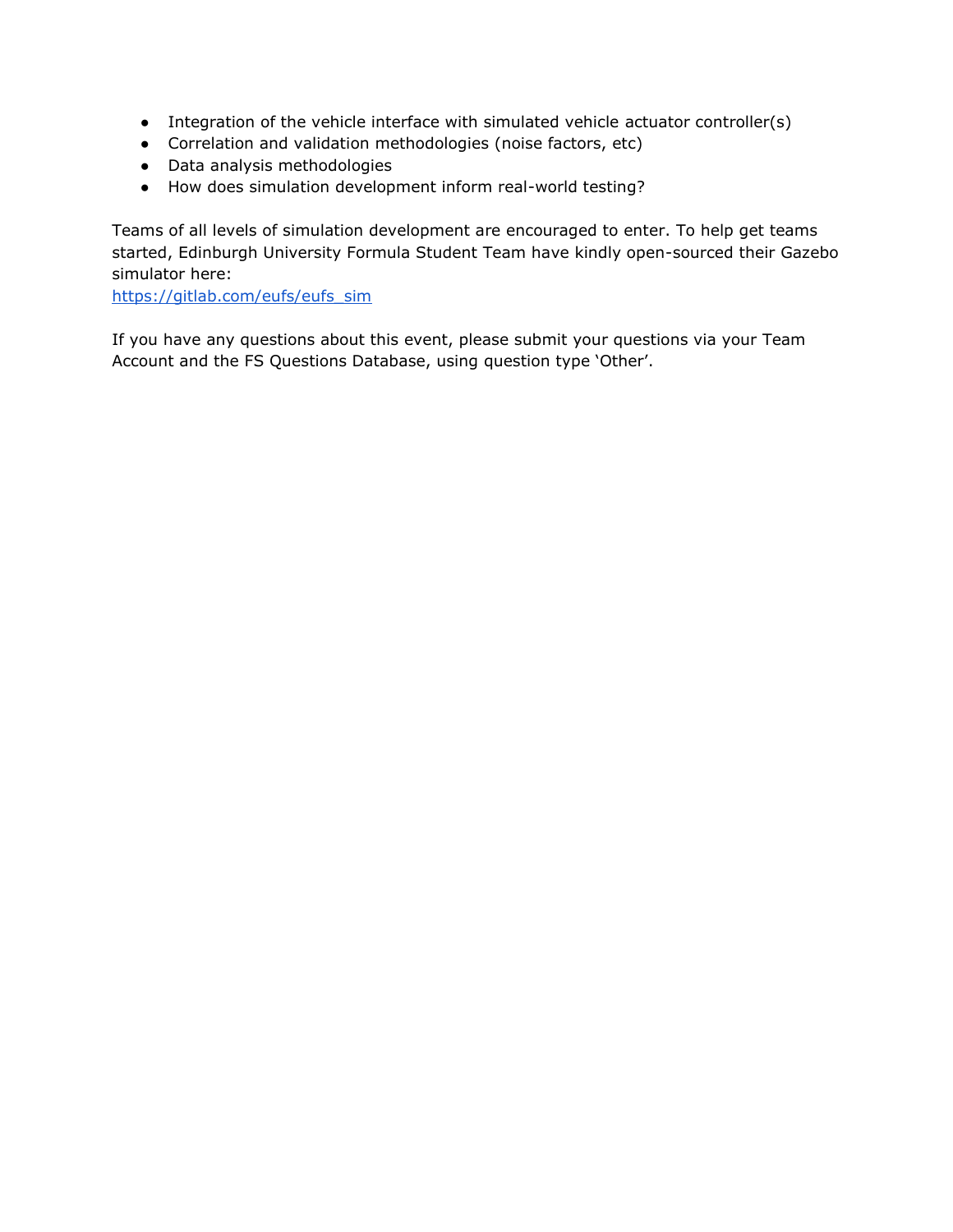- Integration of the vehicle interface with simulated vehicle actuator controller(s)
- Correlation and validation methodologies (noise factors, etc)
- Data analysis methodologies
- How does simulation development inform real-world testing?

Teams of all levels of simulation development are encouraged to enter. To help get teams started, Edinburgh University Formula Student Team have kindly open-sourced their Gazebo simulator here:
[https://gitlab.com/eufs/eufs_sim](https://gitlab.com/eufs/eufs_sim)

If you have any questions about this event, please submit your questions via your Team Account and the FS Questions Database, using question type 'Other'.